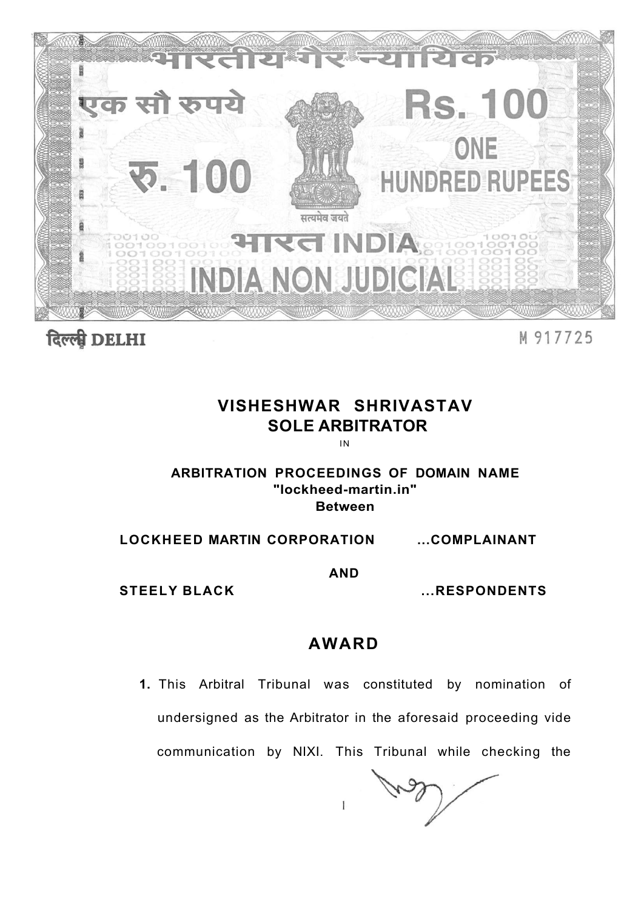भारतीय गैर न्यायिक

एक सौ रुपये

Rs. 100

रु. 100

ONE HUNDRED RUPEES

सत्यमेव जयते

भारत INDIA

INDIA NON JUDICIAL

दिल्ली DELHI

M 917725

# VISHESHWAR SHRIVASTAV
## SOLE ARBITRATOR

IN

**ARBITRATION PROCEEDINGS OF DOMAIN NAME "lockheed-martin.in"**

**Between**

**LOCKHEED MARTIN CORPORATION ...COMPLAINANT**

**AND**

**STEELY BLACK ...RESPONDENTS**

## AWARD

**1.** This Arbitral Tribunal was constituted by nomination of undersigned as the Arbitrator in the aforesaid proceeding vide communication by NIXI. This Tribunal while checking the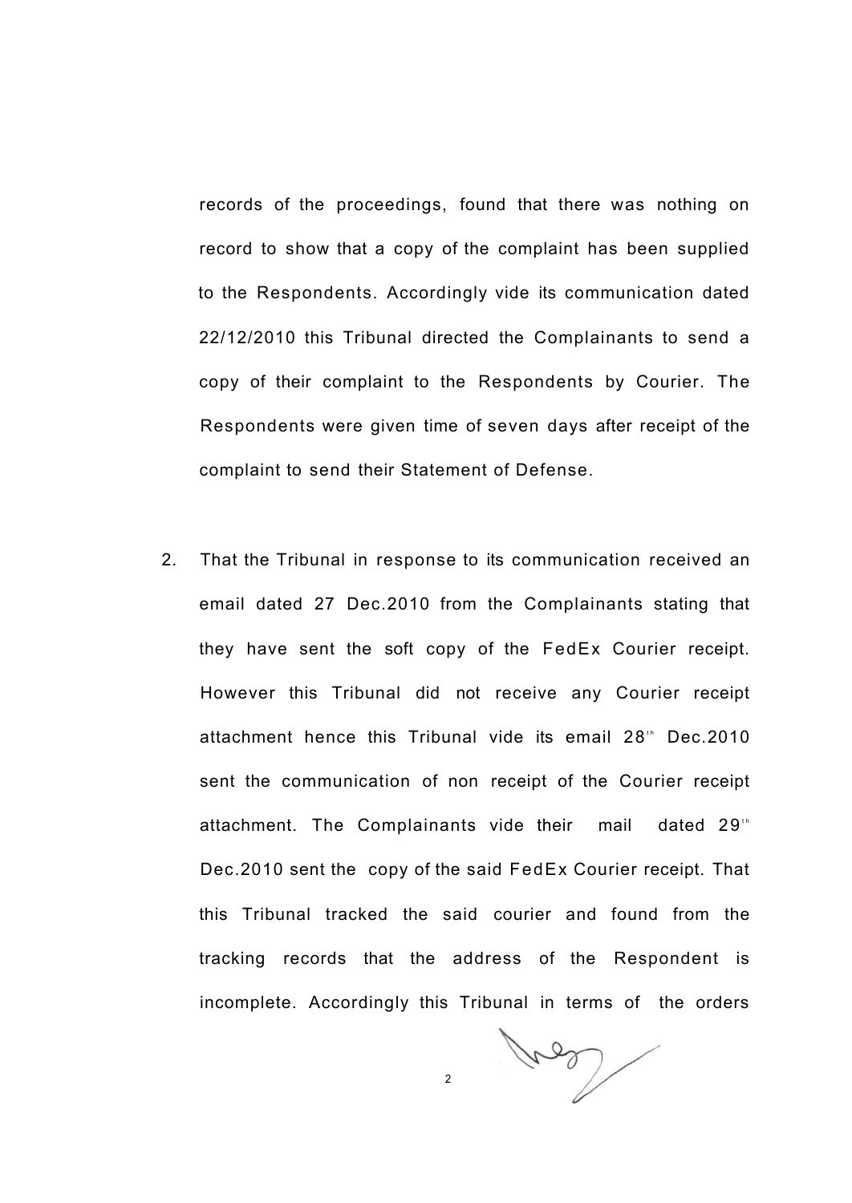records of the proceedings, found that there was nothing on record to show that a copy of the complaint has been supplied to the Respondents. Accordingly vide its communication dated 22/12/2010 this Tribunal directed the Complainants to send a copy of their complaint to the Respondents by Courier. The Respondents were given time of seven days after receipt of the complaint to send their Statement of Defense.

2. That the Tribunal in response to its communication received an email dated 27 Dec.2010 from the Complainants stating that they have sent the soft copy of the FedEx Courier receipt. However this Tribunal did not receive any Courier receipt attachment hence this Tribunal vide its email 28th Dec.2010 sent the communication of non receipt of the Courier receipt attachment. The Complainants vide their mail dated 29th Dec.2010 sent the copy of the said FedEx Courier receipt. That this Tribunal tracked the said courier and found from the tracking records that the address of the Respondent is incomplete. Accordingly this Tribunal in terms of the orders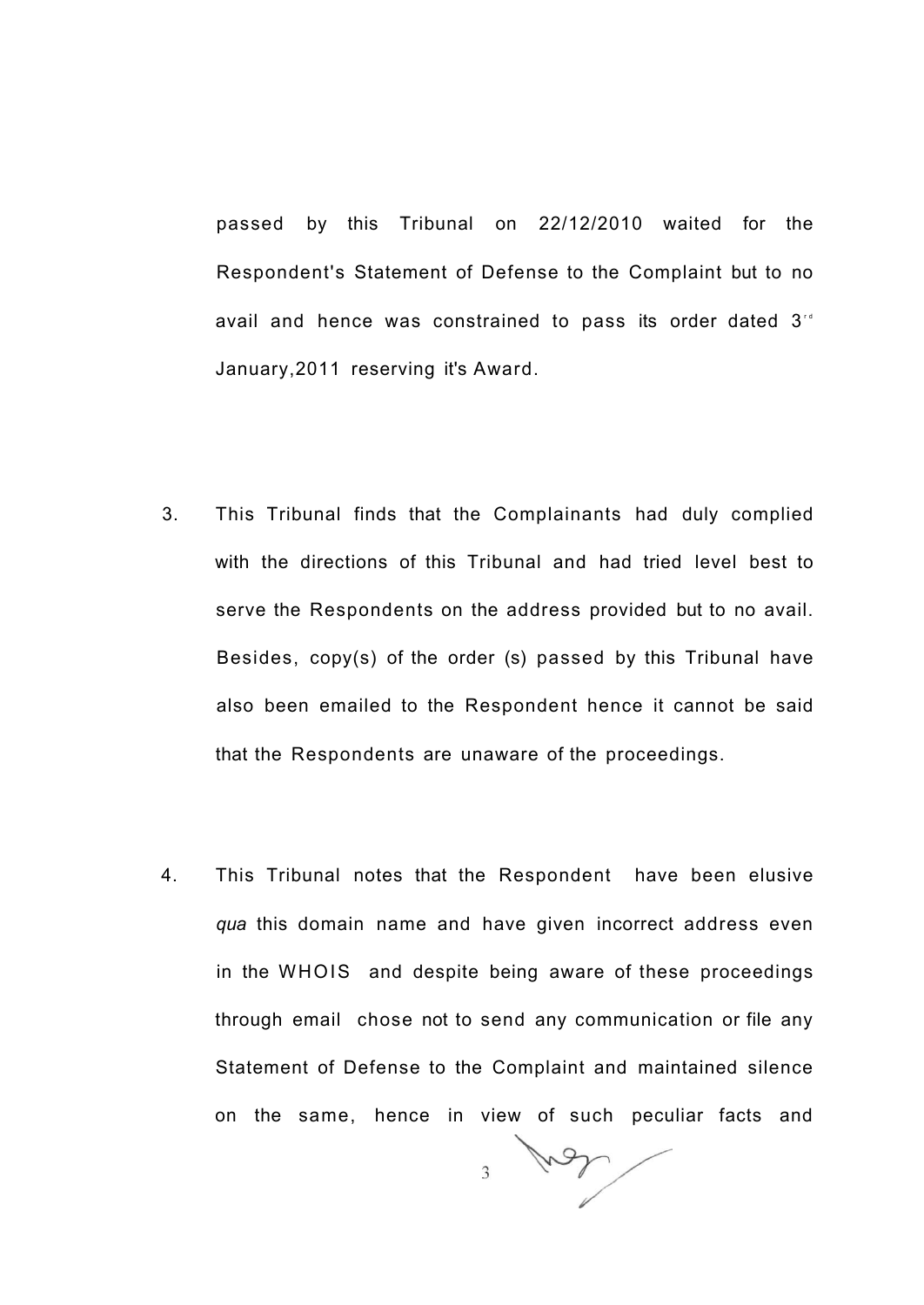passed by this Tribunal on 22/12/2010 waited for the Respondent's Statement of Defense to the Complaint but to no avail and hence was constrained to pass its order dated 3rd January,2011 reserving it's Award.

3. This Tribunal finds that the Complainants had duly complied with the directions of this Tribunal and had tried level best to serve the Respondents on the address provided but to no avail. Besides, copy(s) of the order (s) passed by this Tribunal have also been emailed to the Respondent hence it cannot be said that the Respondents are unaware of the proceedings.

4. This Tribunal notes that the Respondent have been elusive *qua* this domain name and have given incorrect address even in the WHOIS and despite being aware of these proceedings through email chose not to send any communication or file any Statement of Defense to the Complaint and maintained silence on the same, hence in view of such peculiar facts and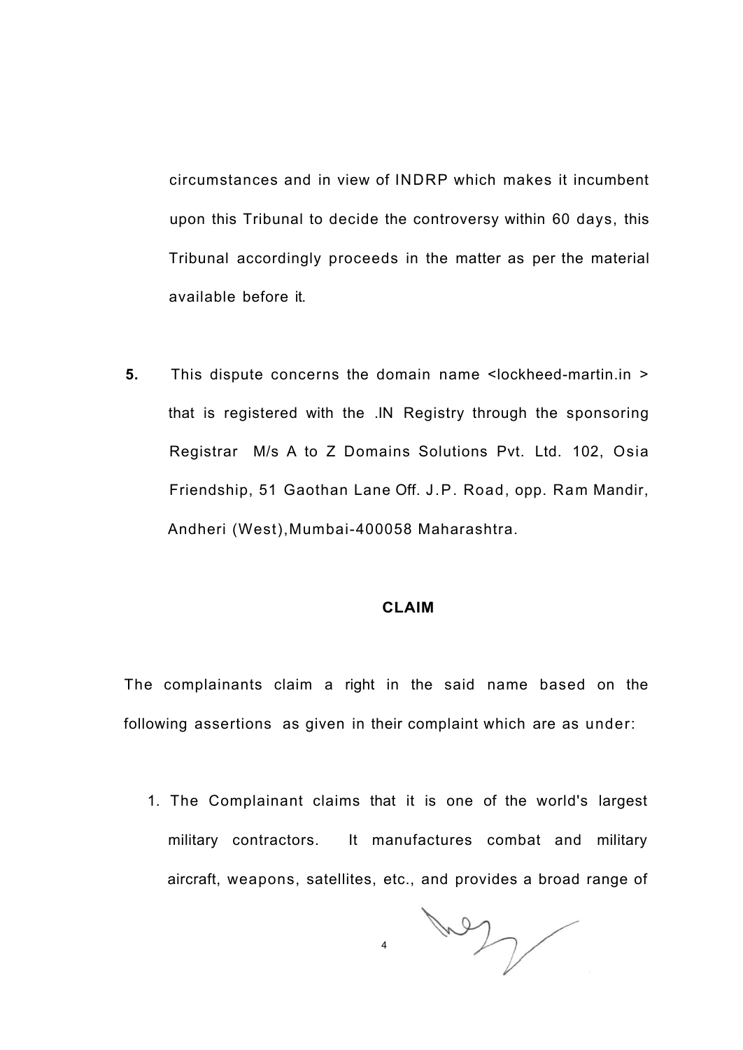circumstances and in view of INDRP which makes it incumbent upon this Tribunal to decide the controversy within 60 days, this Tribunal accordingly proceeds in the matter as per the material available before it.

**5.** This dispute concerns the domain name <lockheed-martin.in > that is registered with the .IN Registry through the sponsoring Registrar M/s A to Z Domains Solutions Pvt. Ltd. 102, Osia Friendship, 51 Gaothan Lane Off. J.P. Road, opp. Ram Mandir, Andheri (West),Mumbai-400058 Maharashtra.

**CLAIM**

The complainants claim a right in the said name based on the following assertions as given in their complaint which are as under:

1. The Complainant claims that it is one of the world's largest military contractors. It manufactures combat and military aircraft, weapons, satellites, etc., and provides a broad range of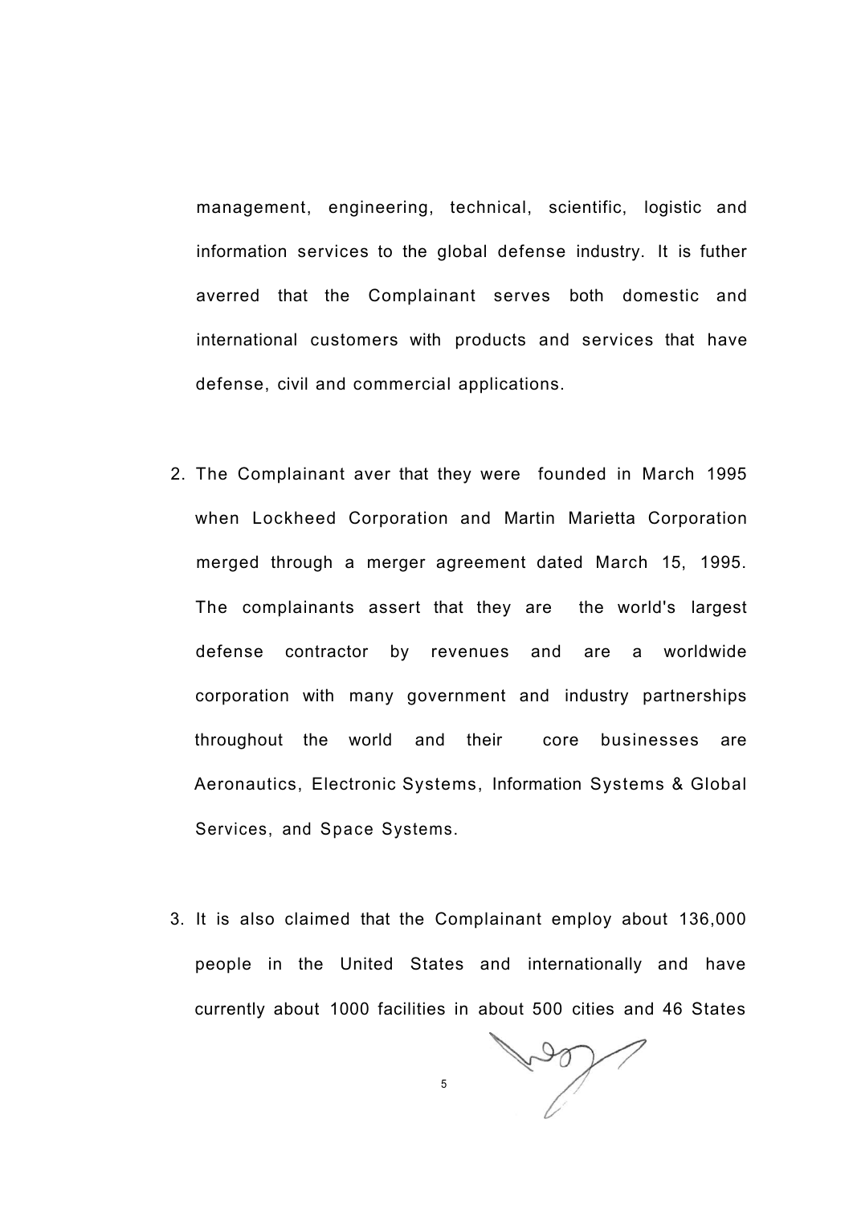management, engineering, technical, scientific, logistic and information services to the global defense industry. It is futher averred that the Complainant serves both domestic and international customers with products and services that have defense, civil and commercial applications.

2. The Complainant aver that they were founded in March 1995 when Lockheed Corporation and Martin Marietta Corporation merged through a merger agreement dated March 15, 1995. The complainants assert that they are the world's largest defense contractor by revenues and are a worldwide corporation with many government and industry partnerships throughout the world and their core businesses are Aeronautics, Electronic Systems, Information Systems & Global Services, and Space Systems.

3. It is also claimed that the Complainant employ about 136,000 people in the United States and internationally and have currently about 1000 facilities in about 500 cities and 46 States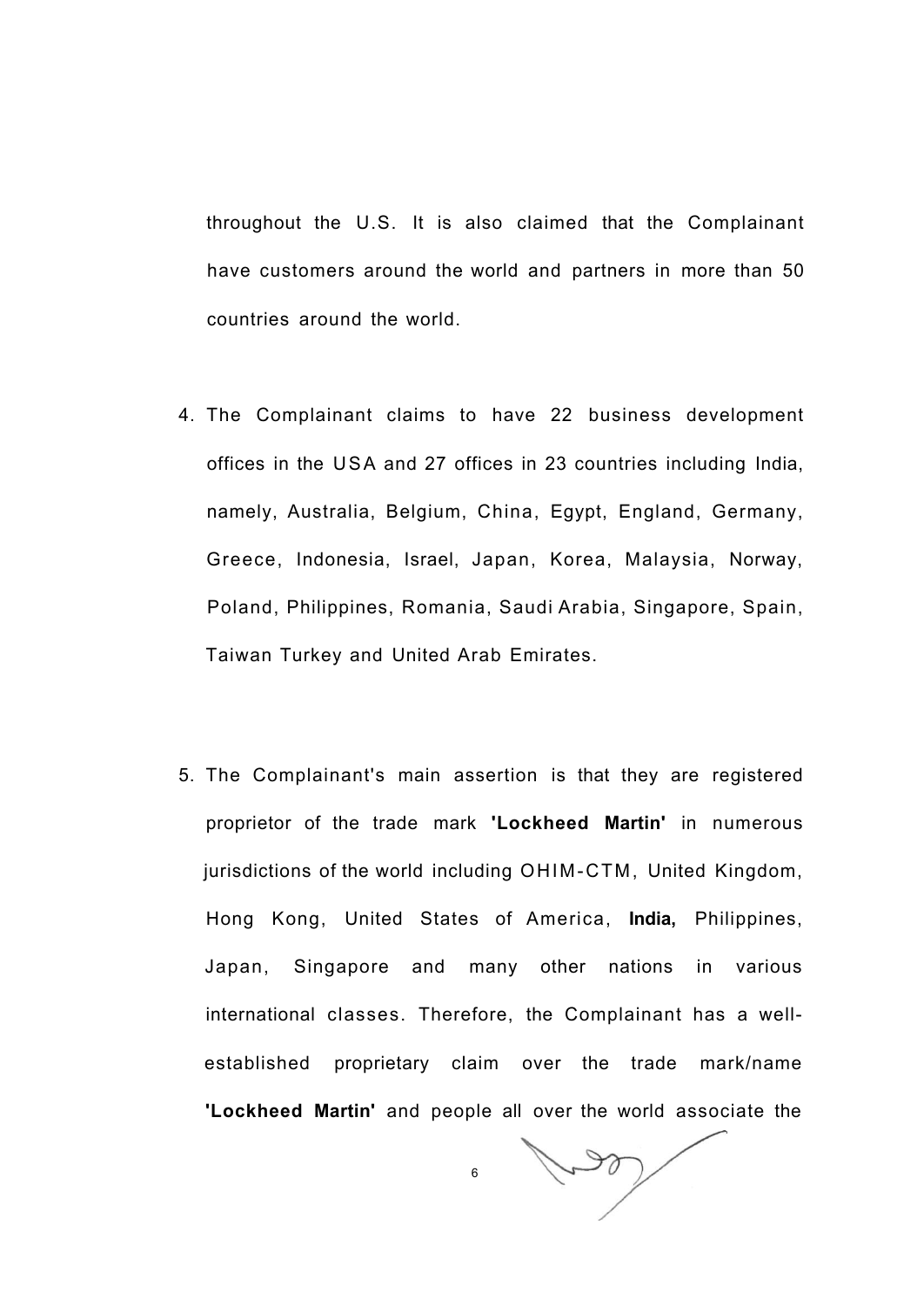throughout the U.S. It is also claimed that the Complainant have customers around the world and partners in more than 50 countries around the world.

4. The Complainant claims to have 22 business development offices in the USA and 27 offices in 23 countries including India, namely, Australia, Belgium, China, Egypt, England, Germany, Greece, Indonesia, Israel, Japan, Korea, Malaysia, Norway, Poland, Philippines, Romania, Saudi Arabia, Singapore, Spain, Taiwan Turkey and United Arab Emirates.

5. The Complainant's main assertion is that they are registered proprietor of the trade mark **'Lockheed Martin'** in numerous jurisdictions of the world including OHIM-CTM, United Kingdom, Hong Kong, United States of America, **India,** Philippines, Japan, Singapore and many other nations in various international classes. Therefore, the Complainant has a well-established proprietary claim over the trade mark/name **'Lockheed Martin'** and people all over the world associate the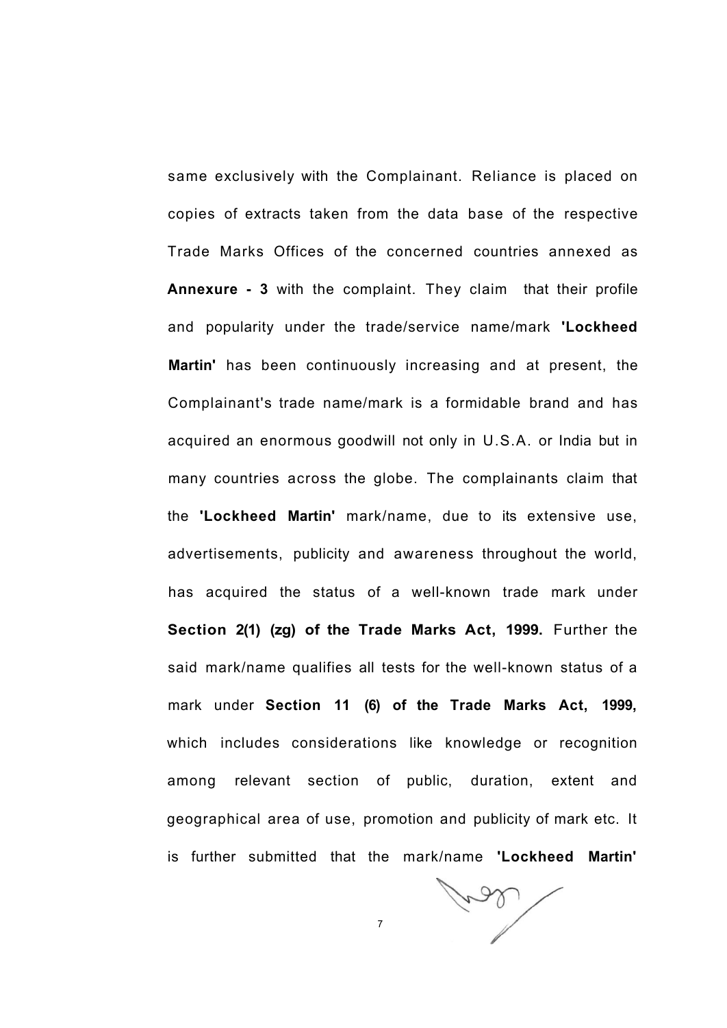same exclusively with the Complainant. Reliance is placed on copies of extracts taken from the data base of the respective Trade Marks Offices of the concerned countries annexed as **Annexure - 3** with the complaint. They claim that their profile and popularity under the trade/service name/mark **'Lockheed Martin'** has been continuously increasing and at present, the Complainant's trade name/mark is a formidable brand and has acquired an enormous goodwill not only in U.S.A. or India but in many countries across the globe. The complainants claim that the **'Lockheed Martin'** mark/name, due to its extensive use, advertisements, publicity and awareness throughout the world, has acquired the status of a well-known trade mark under **Section 2(1) (zg) of the Trade Marks Act, 1999.** Further the said mark/name qualifies all tests for the well-known status of a mark under **Section 11 (6) of the Trade Marks Act, 1999,** which includes considerations like knowledge or recognition among relevant section of public, duration, extent and geographical area of use, promotion and publicity of mark etc. It is further submitted that the mark/name **'Lockheed Martin'**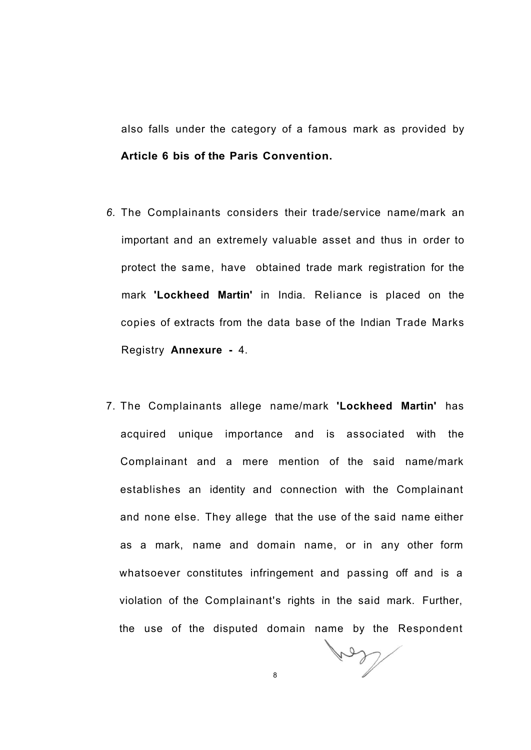also falls under the category of a famous mark as provided by **Article 6 bis of the Paris Convention.**

6. The Complainants considers their trade/service name/mark an important and an extremely valuable asset and thus in order to protect the same, have obtained trade mark registration for the mark **'Lockheed Martin'** in India. Reliance is placed on the copies of extracts from the data base of the Indian Trade Marks Registry **Annexure -** 4.

7. The Complainants allege name/mark **'Lockheed Martin'** has acquired unique importance and is associated with the Complainant and a mere mention of the said name/mark establishes an identity and connection with the Complainant and none else. They allege that the use of the said name either as a mark, name and domain name, or in any other form whatsoever constitutes infringement and passing off and is a violation of the Complainant's rights in the said mark. Further, the use of the disputed domain name by the Respondent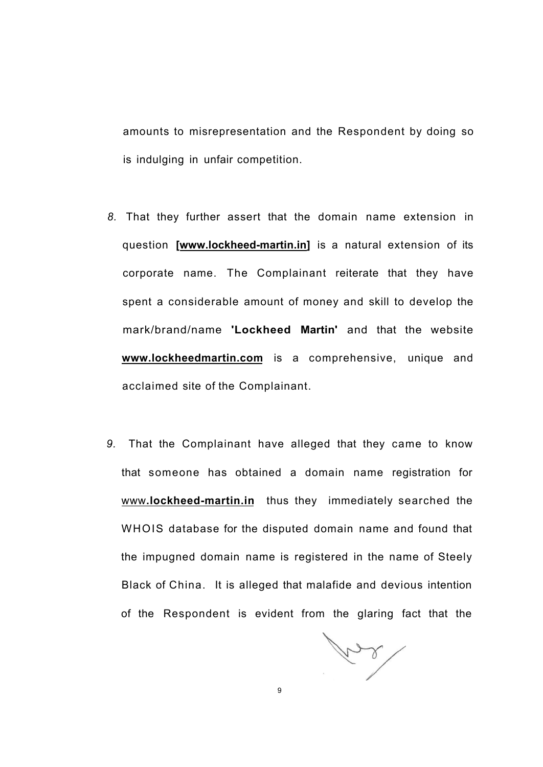amounts to misrepresentation and the Respondent by doing so is indulging in unfair competition.

*8.* That they further assert that the domain name extension in question **[www.lockheed-martin.in]** is a natural extension of its corporate name. The Complainant reiterate that they have spent a considerable amount of money and skill to develop the mark/brand/name **'Lockheed Martin'** and that the website **www.lockheedmartin.com** is a comprehensive, unique and acclaimed site of the Complainant.

*9.* That the Complainant have alleged that they came to know that someone has obtained a domain name registration for www.**lockheed-martin.in** thus they immediately searched the WHOIS database for the disputed domain name and found that the impugned domain name is registered in the name of Steely Black of China. It is alleged that malafide and devious intention of the Respondent is evident from the glaring fact that the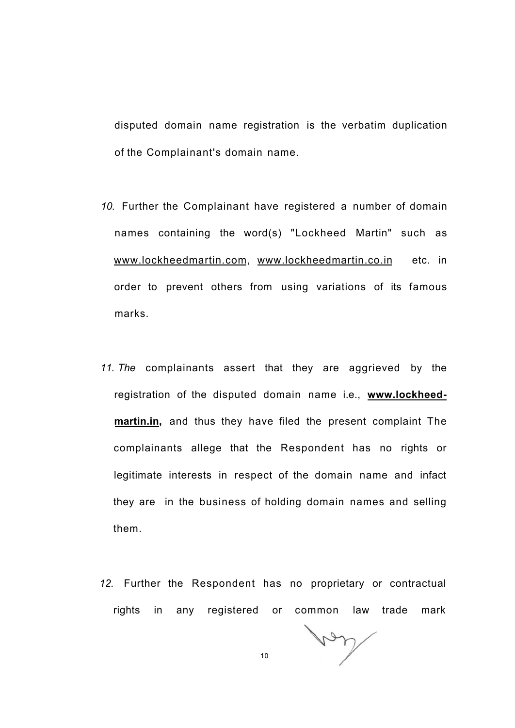disputed domain name registration is the verbatim duplication of the Complainant's domain name.

*10.* Further the Complainant have registered a number of domain names containing the word(s) "Lockheed Martin" such as www.lockheedmartin.com, www.lockheedmartin.co.in etc. in order to prevent others from using variations of its famous marks.

*11. The* complainants assert that they are aggrieved by the registration of the disputed domain name i.e., **www.lockheed-martin.in,** and thus they have filed the present complaint The complainants allege that the Respondent has no rights or legitimate interests in respect of the domain name and infact they are in the business of holding domain names and selling them.

*12.* Further the Respondent has no proprietary or contractual rights in any registered or common law trade mark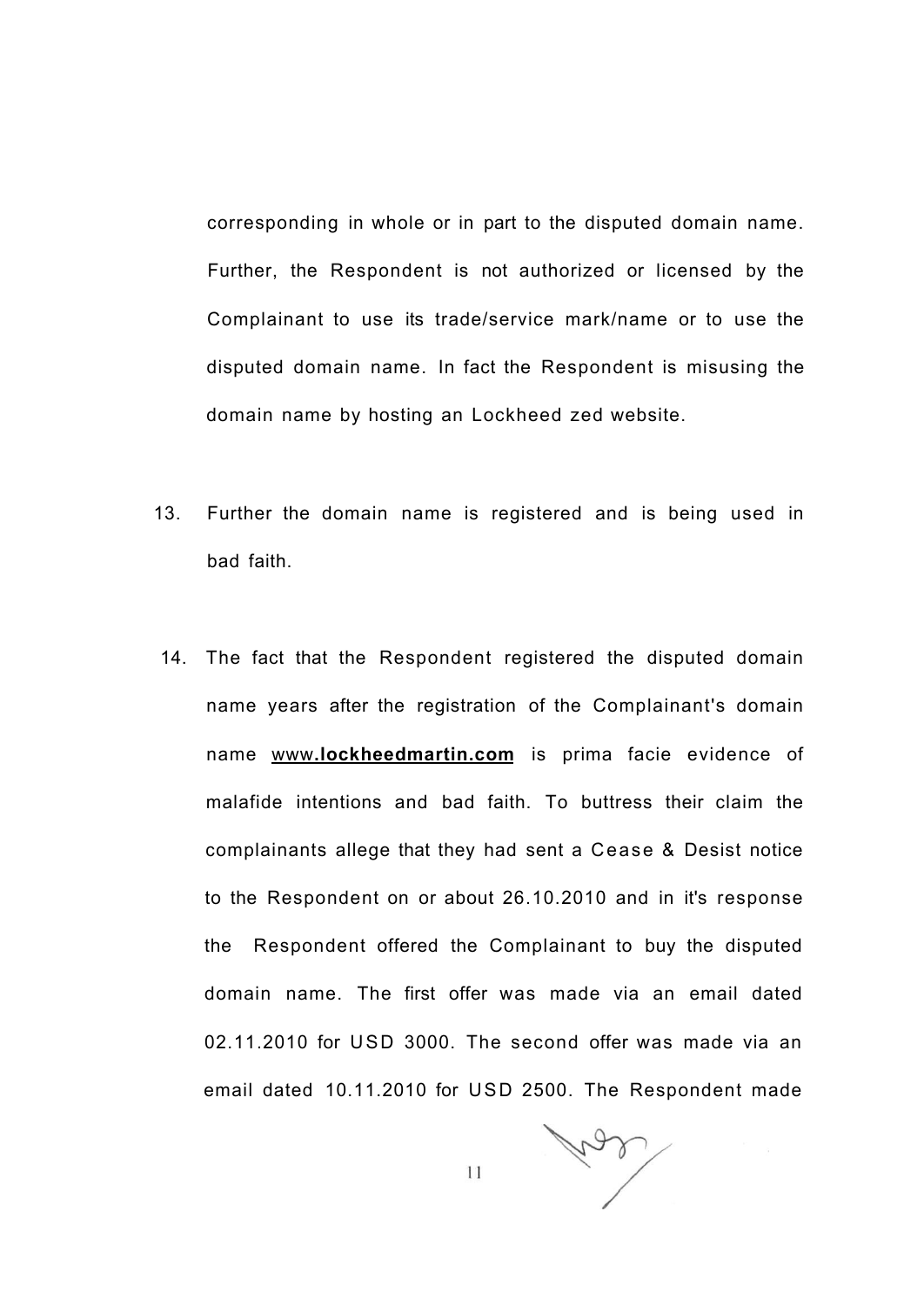corresponding in whole or in part to the disputed domain name. Further, the Respondent is not authorized or licensed by the Complainant to use its trade/service mark/name or to use the disputed domain name. In fact the Respondent is misusing the domain name by hosting an Lockheed zed website.

13. Further the domain name is registered and is being used in bad faith.

14. The fact that the Respondent registered the disputed domain name years after the registration of the Complainant's domain name <u>www.**lockheedmartin.com**</u> is prima facie evidence of malafide intentions and bad faith. To buttress their claim the complainants allege that they had sent a Cease & Desist notice to the Respondent on or about 26.10.2010 and in it's response the Respondent offered the Complainant to buy the disputed domain name. The first offer was made via an email dated 02.11.2010 for USD 3000. The second offer was made via an email dated 10.11.2010 for USD 2500. The Respondent made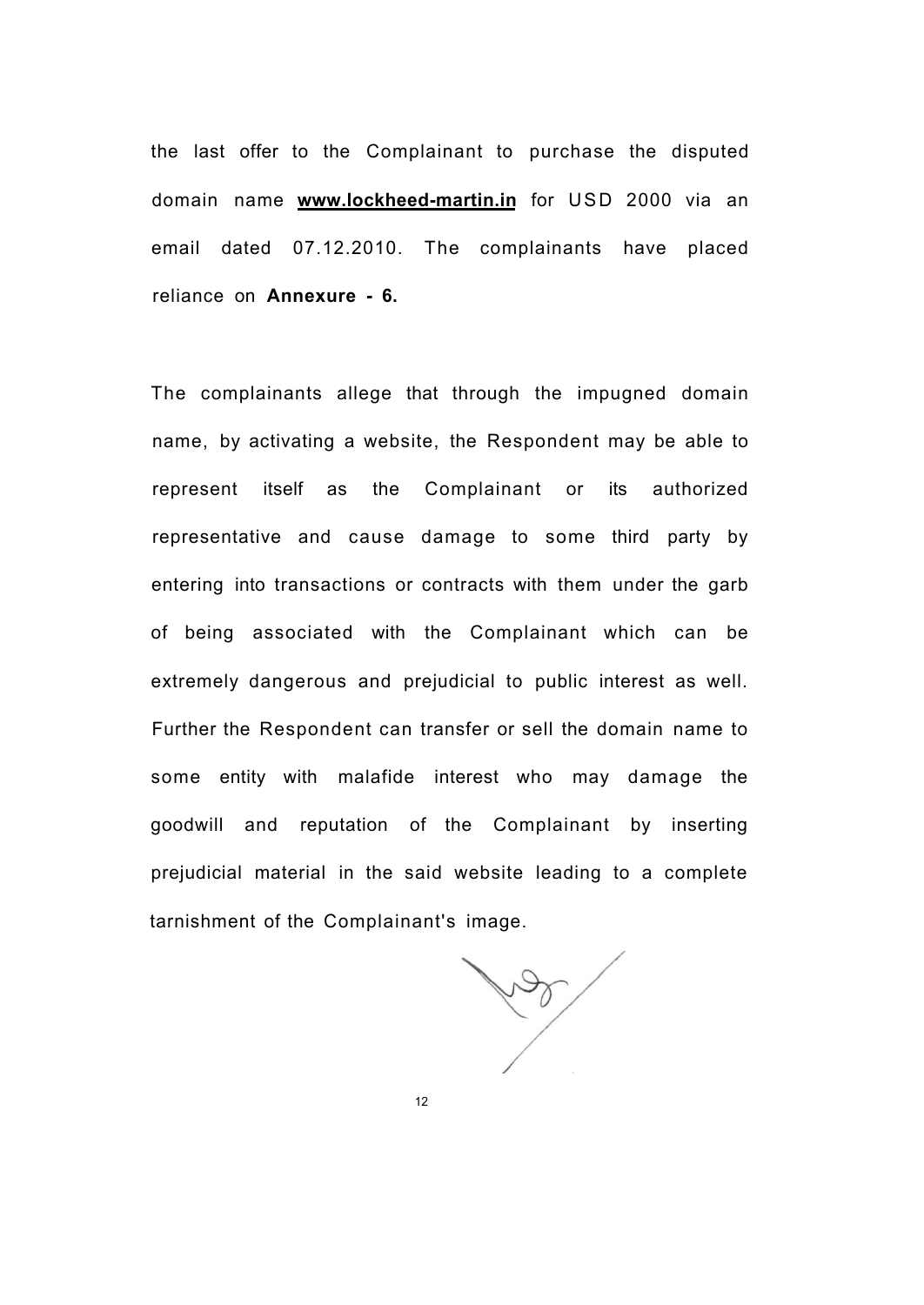the last offer to the Complainant to purchase the disputed domain name **www.lockheed-martin.in** for USD 2000 via an email dated 07.12.2010. The complainants have placed reliance on **Annexure - 6.**

The complainants allege that through the impugned domain name, by activating a website, the Respondent may be able to represent itself as the Complainant or its authorized representative and cause damage to some third party by entering into transactions or contracts with them under the garb of being associated with the Complainant which can be extremely dangerous and prejudicial to public interest as well. Further the Respondent can transfer or sell the domain name to some entity with malafide interest who may damage the goodwill and reputation of the Complainant by inserting prejudicial material in the said website leading to a complete tarnishment of the Complainant's image.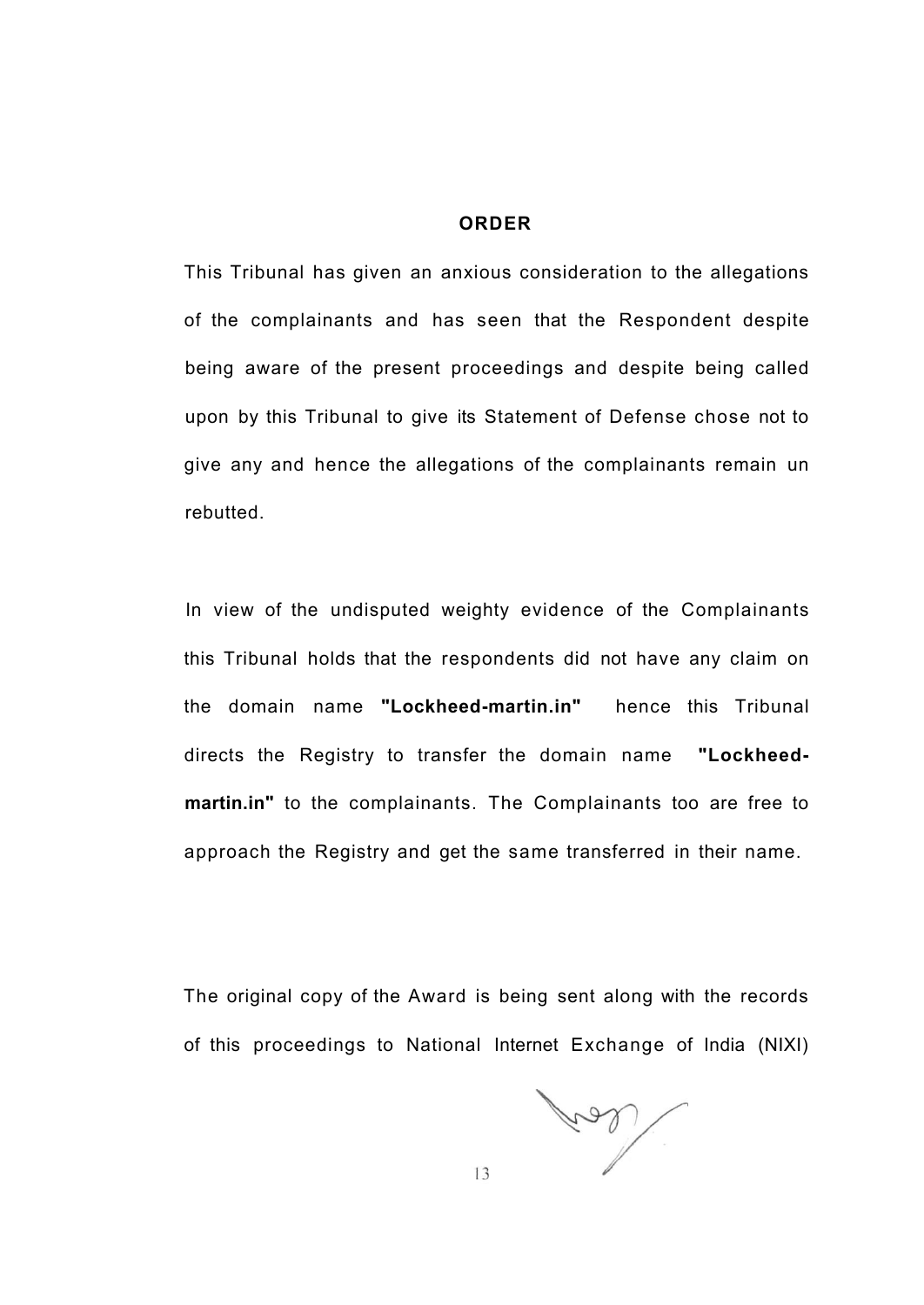## ORDER

This Tribunal has given an anxious consideration to the allegations of the complainants and has seen that the Respondent despite being aware of the present proceedings and despite being called upon by this Tribunal to give its Statement of Defense chose not to give any and hence the allegations of the complainants remain un rebutted.

In view of the undisputed weighty evidence of the Complainants this Tribunal holds that the respondents did not have any claim on the domain name **"Lockheed-martin.in"** hence this Tribunal directs the Registry to transfer the domain name **"Lockheed-martin.in"** to the complainants. The Complainants too are free to approach the Registry and get the same transferred in their name.

The original copy of the Award is being sent along with the records of this proceedings to National Internet Exchange of India (NIXI)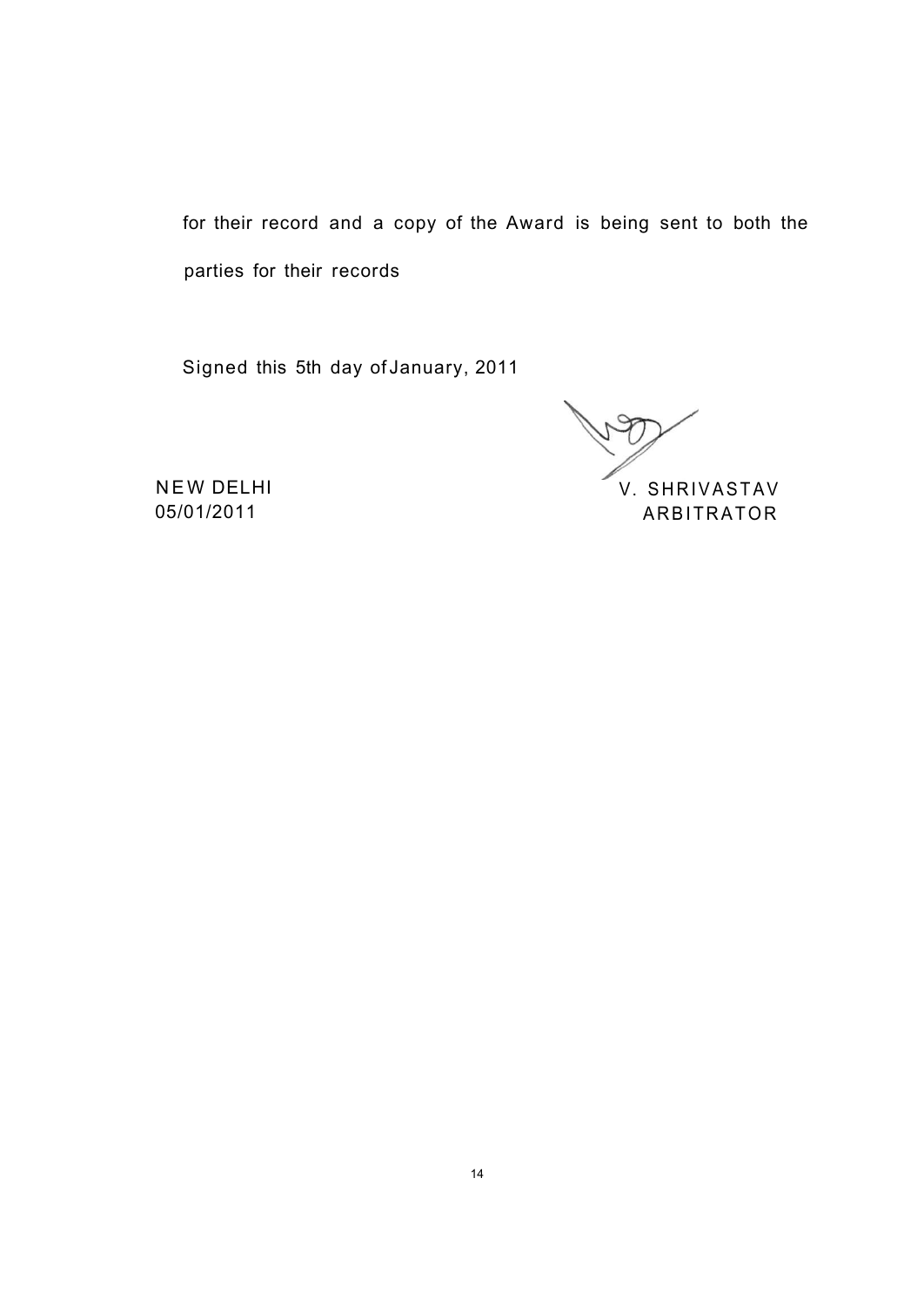for their record and a copy of the Award is being sent to both the parties for their records

Signed this 5th day of January, 2011

NEW DELHI
05/01/2011

V. SHRIVASTAV
ARBITRATOR